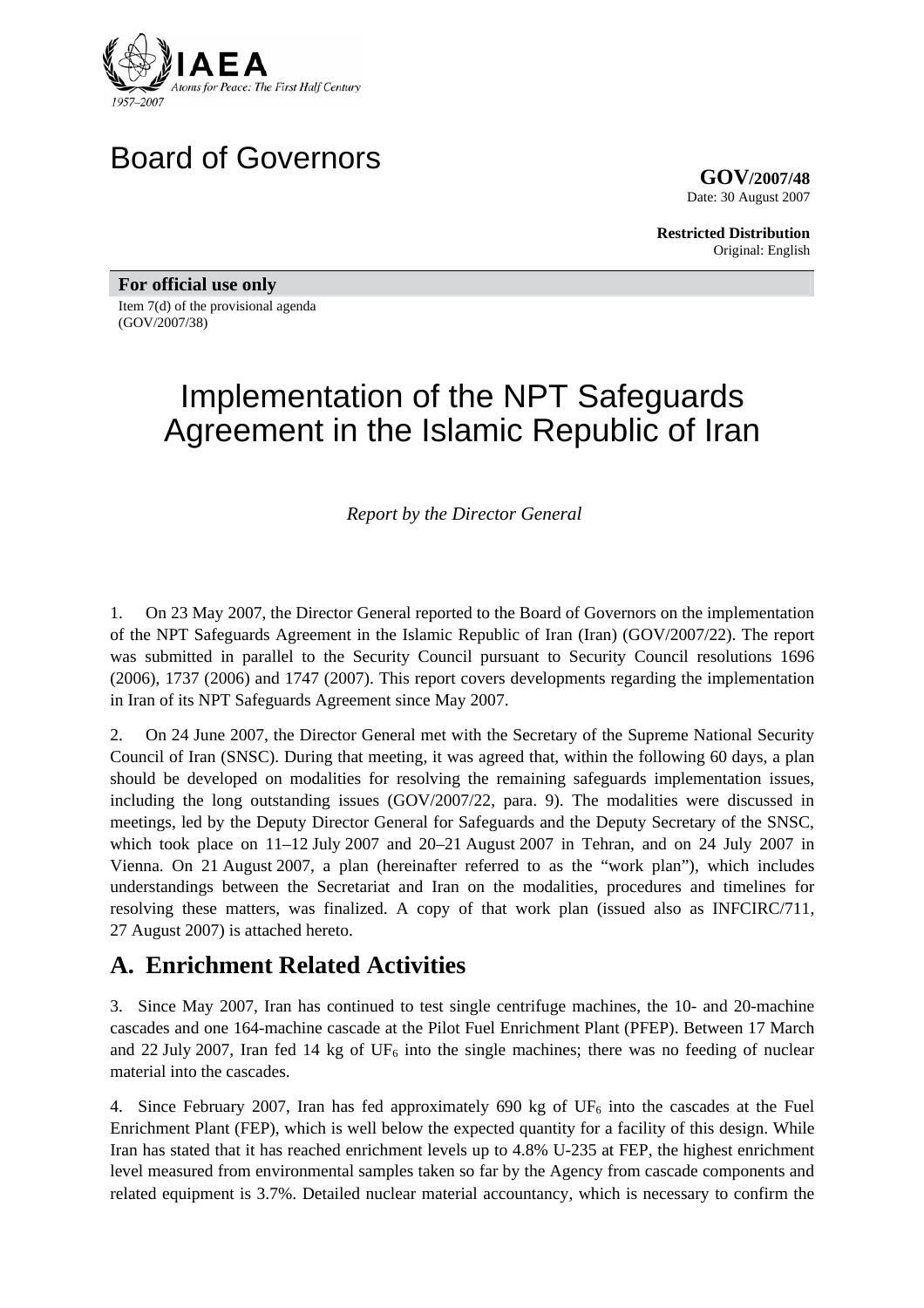IAEA

Atoms for Peace: The First Half Century

1957–2007

# Board of Governors

**GOV/2007/48**
Date: 30 August 2007

**Restricted Distribution**
Original: English

**For official use only**

Item 7(d) of the provisional agenda
(GOV/2007/38)

# Implementation of the NPT Safeguards Agreement in the Islamic Republic of Iran

*Report by the Director General*

1. On 23 May 2007, the Director General reported to the Board of Governors on the implementation of the NPT Safeguards Agreement in the Islamic Republic of Iran (Iran) (GOV/2007/22). The report was submitted in parallel to the Security Council pursuant to Security Council resolutions 1696 (2006), 1737 (2006) and 1747 (2007). This report covers developments regarding the implementation in Iran of its NPT Safeguards Agreement since May 2007.

2. On 24 June 2007, the Director General met with the Secretary of the Supreme National Security Council of Iran (SNSC). During that meeting, it was agreed that, within the following 60 days, a plan should be developed on modalities for resolving the remaining safeguards implementation issues, including the long outstanding issues (GOV/2007/22, para. 9). The modalities were discussed in meetings, led by the Deputy Director General for Safeguards and the Deputy Secretary of the SNSC, which took place on 11–12 July 2007 and 20–21 August 2007 in Tehran, and on 24 July 2007 in Vienna. On 21 August 2007, a plan (hereinafter referred to as the "work plan"), which includes understandings between the Secretariat and Iran on the modalities, procedures and timelines for resolving these matters, was finalized. A copy of that work plan (issued also as INFCIRC/711, 27 August 2007) is attached hereto.

## A. Enrichment Related Activities

3. Since May 2007, Iran has continued to test single centrifuge machines, the 10- and 20-machine cascades and one 164-machine cascade at the Pilot Fuel Enrichment Plant (PFEP). Between 17 March and 22 July 2007, Iran fed 14 kg of $UF_6$ into the single machines; there was no feeding of nuclear material into the cascades.

4. Since February 2007, Iran has fed approximately 690 kg of $UF_6$ into the cascades at the Fuel Enrichment Plant (FEP), which is well below the expected quantity for a facility of this design. While Iran has stated that it has reached enrichment levels up to 4.8% U-235 at FEP, the highest enrichment level measured from environmental samples taken so far by the Agency from cascade components and related equipment is 3.7%. Detailed nuclear material accountancy, which is necessary to confirm the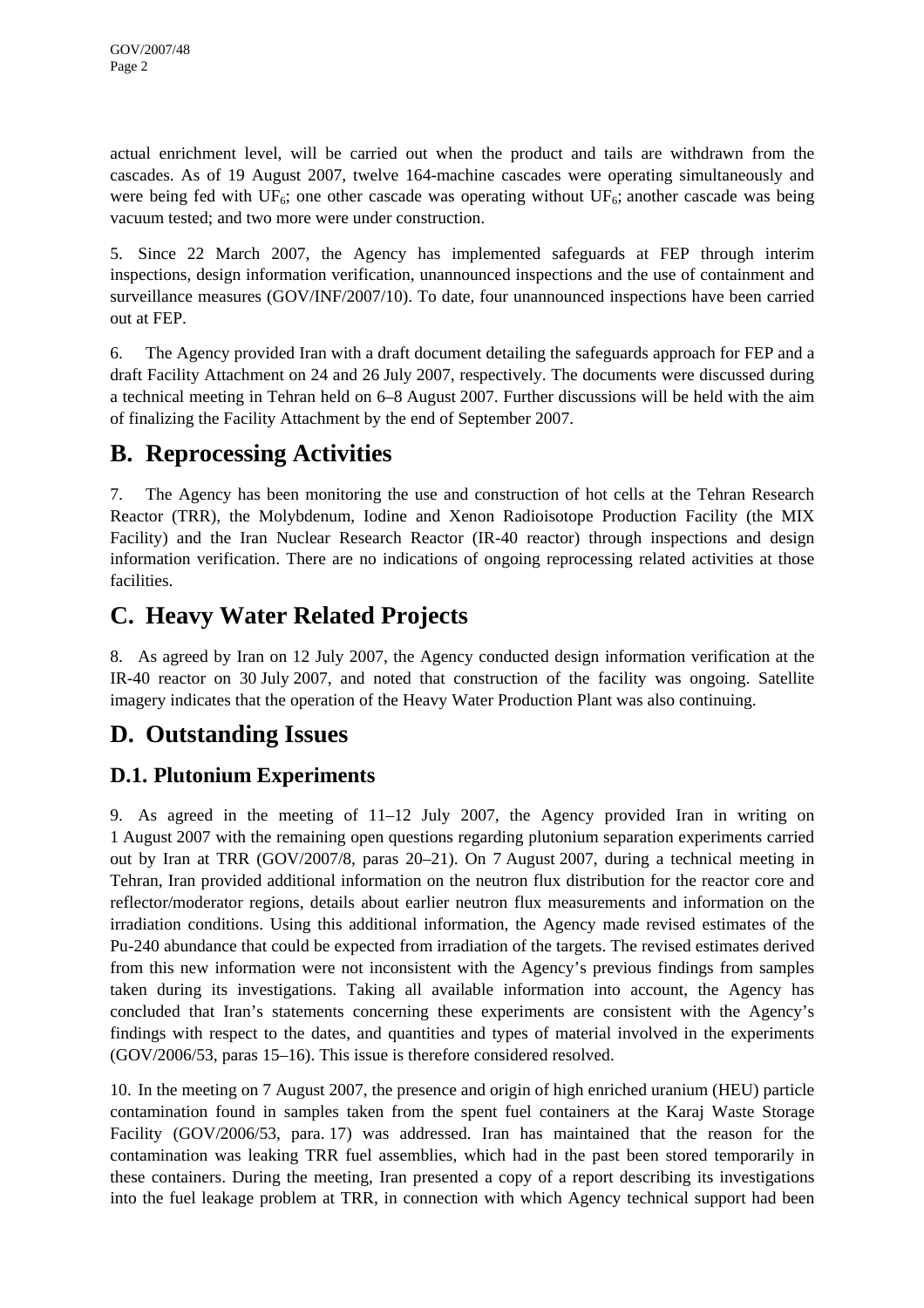actual enrichment level, will be carried out when the product and tails are withdrawn from the cascades. As of 19 August 2007, twelve 164-machine cascades were operating simultaneously and were being fed with $UF_6$; one other cascade was operating without $UF_6$; another cascade was being vacuum tested; and two more were under construction.

5. Since 22 March 2007, the Agency has implemented safeguards at FEP through interim inspections, design information verification, unannounced inspections and the use of containment and surveillance measures (GOV/INF/2007/10). To date, four unannounced inspections have been carried out at FEP.

6. The Agency provided Iran with a draft document detailing the safeguards approach for FEP and a draft Facility Attachment on 24 and 26 July 2007, respectively. The documents were discussed during a technical meeting in Tehran held on 6–8 August 2007. Further discussions will be held with the aim of finalizing the Facility Attachment by the end of September 2007.

## B. Reprocessing Activities

7. The Agency has been monitoring the use and construction of hot cells at the Tehran Research Reactor (TRR), the Molybdenum, Iodine and Xenon Radioisotope Production Facility (the MIX Facility) and the Iran Nuclear Research Reactor (IR-40 reactor) through inspections and design information verification. There are no indications of ongoing reprocessing related activities at those facilities.

## C. Heavy Water Related Projects

8. As agreed by Iran on 12 July 2007, the Agency conducted design information verification at the IR-40 reactor on 30 July 2007, and noted that construction of the facility was ongoing. Satellite imagery indicates that the operation of the Heavy Water Production Plant was also continuing.

## D. Outstanding Issues

### D.1. Plutonium Experiments

9. As agreed in the meeting of 11–12 July 2007, the Agency provided Iran in writing on 1 August 2007 with the remaining open questions regarding plutonium separation experiments carried out by Iran at TRR (GOV/2007/8, paras 20–21). On 7 August 2007, during a technical meeting in Tehran, Iran provided additional information on the neutron flux distribution for the reactor core and reflector/moderator regions, details about earlier neutron flux measurements and information on the irradiation conditions. Using this additional information, the Agency made revised estimates of the Pu-240 abundance that could be expected from irradiation of the targets. The revised estimates derived from this new information were not inconsistent with the Agency's previous findings from samples taken during its investigations. Taking all available information into account, the Agency has concluded that Iran's statements concerning these experiments are consistent with the Agency's findings with respect to the dates, and quantities and types of material involved in the experiments (GOV/2006/53, paras 15–16). This issue is therefore considered resolved.

10. In the meeting on 7 August 2007, the presence and origin of high enriched uranium (HEU) particle contamination found in samples taken from the spent fuel containers at the Karaj Waste Storage Facility (GOV/2006/53, para. 17) was addressed. Iran has maintained that the reason for the contamination was leaking TRR fuel assemblies, which had in the past been stored temporarily in these containers. During the meeting, Iran presented a copy of a report describing its investigations into the fuel leakage problem at TRR, in connection with which Agency technical support had been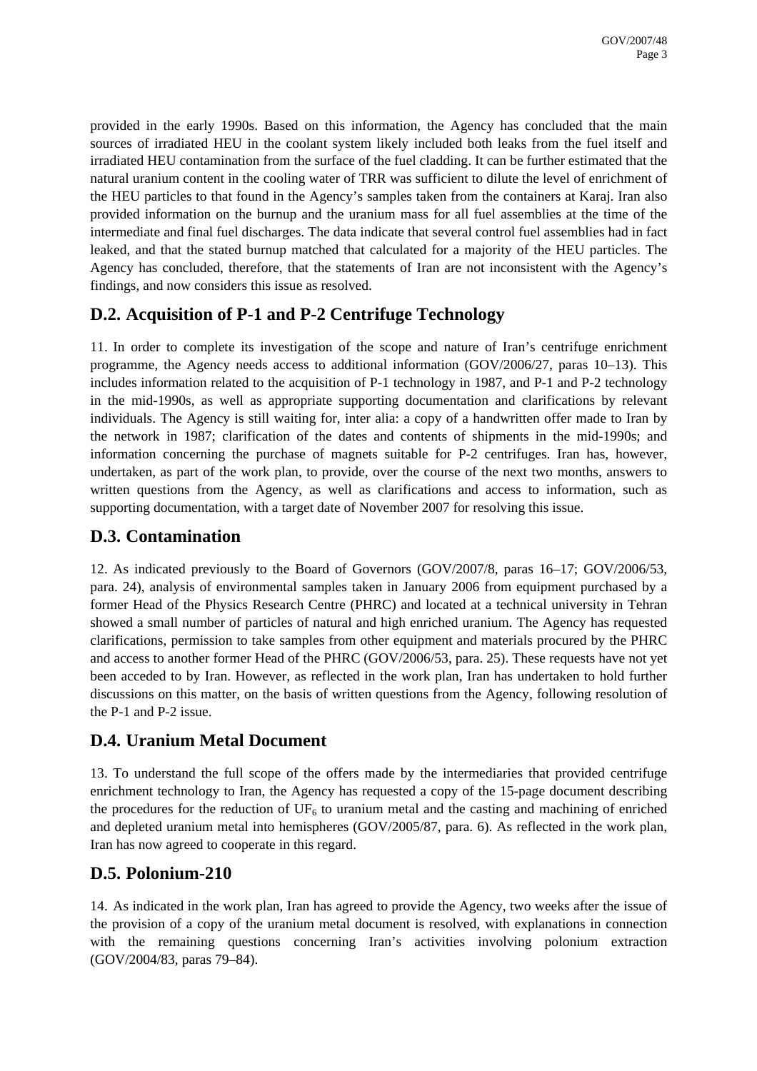provided in the early 1990s. Based on this information, the Agency has concluded that the main sources of irradiated HEU in the coolant system likely included both leaks from the fuel itself and irradiated HEU contamination from the surface of the fuel cladding. It can be further estimated that the natural uranium content in the cooling water of TRR was sufficient to dilute the level of enrichment of the HEU particles to that found in the Agency's samples taken from the containers at Karaj. Iran also provided information on the burnup and the uranium mass for all fuel assemblies at the time of the intermediate and final fuel discharges. The data indicate that several control fuel assemblies had in fact leaked, and that the stated burnup matched that calculated for a majority of the HEU particles. The Agency has concluded, therefore, that the statements of Iran are not inconsistent with the Agency's findings, and now considers this issue as resolved.

## D.2. Acquisition of P-1 and P-2 Centrifuge Technology

11. In order to complete its investigation of the scope and nature of Iran's centrifuge enrichment programme, the Agency needs access to additional information (GOV/2006/27, paras 10–13). This includes information related to the acquisition of P-1 technology in 1987, and P-1 and P-2 technology in the mid-1990s, as well as appropriate supporting documentation and clarifications by relevant individuals. The Agency is still waiting for, inter alia: a copy of a handwritten offer made to Iran by the network in 1987; clarification of the dates and contents of shipments in the mid-1990s; and information concerning the purchase of magnets suitable for P-2 centrifuges. Iran has, however, undertaken, as part of the work plan, to provide, over the course of the next two months, answers to written questions from the Agency, as well as clarifications and access to information, such as supporting documentation, with a target date of November 2007 for resolving this issue.

## D.3. Contamination

12. As indicated previously to the Board of Governors (GOV/2007/8, paras 16–17; GOV/2006/53, para. 24), analysis of environmental samples taken in January 2006 from equipment purchased by a former Head of the Physics Research Centre (PHRC) and located at a technical university in Tehran showed a small number of particles of natural and high enriched uranium. The Agency has requested clarifications, permission to take samples from other equipment and materials procured by the PHRC and access to another former Head of the PHRC (GOV/2006/53, para. 25). These requests have not yet been acceded to by Iran. However, as reflected in the work plan, Iran has undertaken to hold further discussions on this matter, on the basis of written questions from the Agency, following resolution of the P-1 and P-2 issue.

## D.4. Uranium Metal Document

13. To understand the full scope of the offers made by the intermediaries that provided centrifuge enrichment technology to Iran, the Agency has requested a copy of the 15-page document describing the procedures for the reduction of $UF_6$ to uranium metal and the casting and machining of enriched and depleted uranium metal into hemispheres (GOV/2005/87, para. 6). As reflected in the work plan, Iran has now agreed to cooperate in this regard.

## D.5. Polonium-210

14. As indicated in the work plan, Iran has agreed to provide the Agency, two weeks after the issue of the provision of a copy of the uranium metal document is resolved, with explanations in connection with the remaining questions concerning Iran's activities involving polonium extraction (GOV/2004/83, paras 79–84).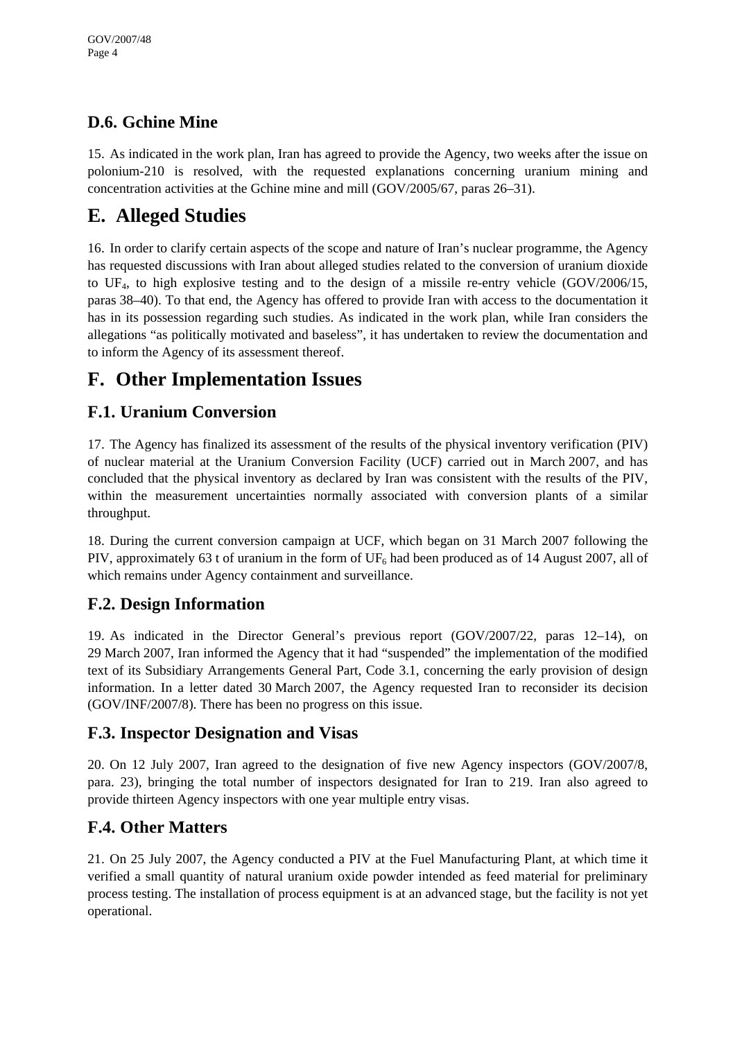### D.6. Gchine Mine

15. As indicated in the work plan, Iran has agreed to provide the Agency, two weeks after the issue on polonium-210 is resolved, with the requested explanations concerning uranium mining and concentration activities at the Gchine mine and mill (GOV/2005/67, paras 26–31).

## E. Alleged Studies

16. In order to clarify certain aspects of the scope and nature of Iran's nuclear programme, the Agency has requested discussions with Iran about alleged studies related to the conversion of uranium dioxide to $UF_4$, to high explosive testing and to the design of a missile re-entry vehicle (GOV/2006/15, paras 38–40). To that end, the Agency has offered to provide Iran with access to the documentation it has in its possession regarding such studies. As indicated in the work plan, while Iran considers the allegations "as politically motivated and baseless", it has undertaken to review the documentation and to inform the Agency of its assessment thereof.

## F. Other Implementation Issues

### F.1. Uranium Conversion

17. The Agency has finalized its assessment of the results of the physical inventory verification (PIV) of nuclear material at the Uranium Conversion Facility (UCF) carried out in March 2007, and has concluded that the physical inventory as declared by Iran was consistent with the results of the PIV, within the measurement uncertainties normally associated with conversion plants of a similar throughput.

18. During the current conversion campaign at UCF, which began on 31 March 2007 following the PIV, approximately 63 t of uranium in the form of $UF_6$ had been produced as of 14 August 2007, all of which remains under Agency containment and surveillance.

### F.2. Design Information

19. As indicated in the Director General's previous report (GOV/2007/22, paras 12–14), on 29 March 2007, Iran informed the Agency that it had "suspended" the implementation of the modified text of its Subsidiary Arrangements General Part, Code 3.1, concerning the early provision of design information. In a letter dated 30 March 2007, the Agency requested Iran to reconsider its decision (GOV/INF/2007/8). There has been no progress on this issue.

### F.3. Inspector Designation and Visas

20. On 12 July 2007, Iran agreed to the designation of five new Agency inspectors (GOV/2007/8, para. 23), bringing the total number of inspectors designated for Iran to 219. Iran also agreed to provide thirteen Agency inspectors with one year multiple entry visas.

### F.4. Other Matters

21. On 25 July 2007, the Agency conducted a PIV at the Fuel Manufacturing Plant, at which time it verified a small quantity of natural uranium oxide powder intended as feed material for preliminary process testing. The installation of process equipment is at an advanced stage, but the facility is not yet operational.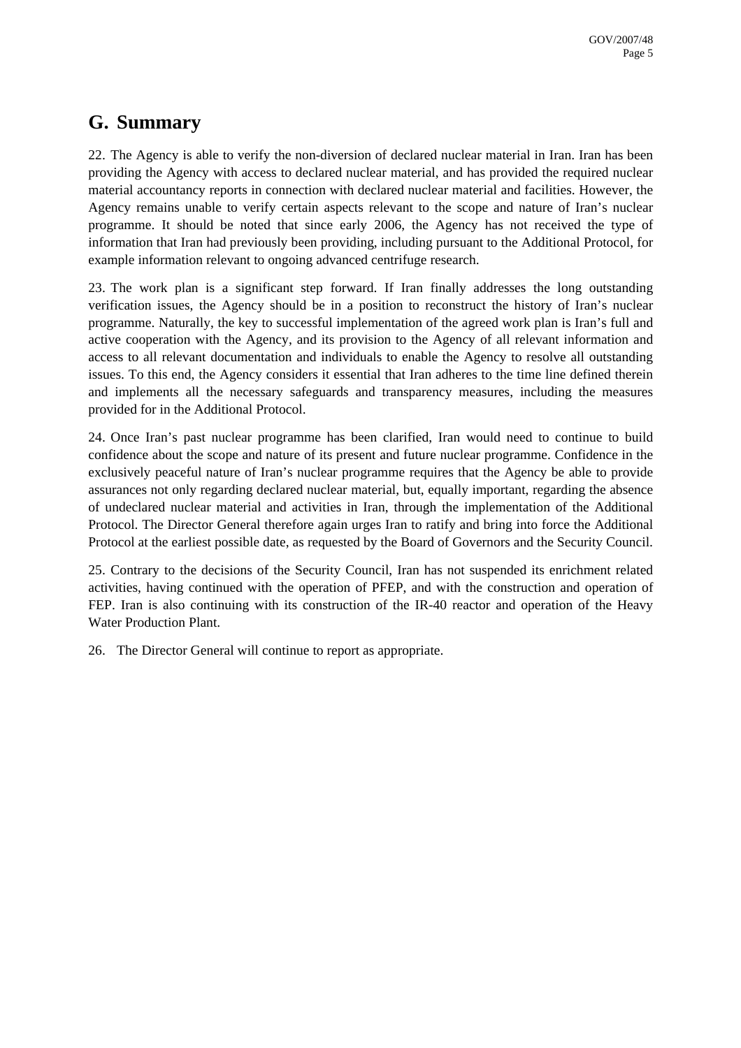## G. Summary

22. The Agency is able to verify the non-diversion of declared nuclear material in Iran. Iran has been providing the Agency with access to declared nuclear material, and has provided the required nuclear material accountancy reports in connection with declared nuclear material and facilities. However, the Agency remains unable to verify certain aspects relevant to the scope and nature of Iran's nuclear programme. It should be noted that since early 2006, the Agency has not received the type of information that Iran had previously been providing, including pursuant to the Additional Protocol, for example information relevant to ongoing advanced centrifuge research.

23. The work plan is a significant step forward. If Iran finally addresses the long outstanding verification issues, the Agency should be in a position to reconstruct the history of Iran's nuclear programme. Naturally, the key to successful implementation of the agreed work plan is Iran's full and active cooperation with the Agency, and its provision to the Agency of all relevant information and access to all relevant documentation and individuals to enable the Agency to resolve all outstanding issues. To this end, the Agency considers it essential that Iran adheres to the time line defined therein and implements all the necessary safeguards and transparency measures, including the measures provided for in the Additional Protocol.

24. Once Iran's past nuclear programme has been clarified, Iran would need to continue to build confidence about the scope and nature of its present and future nuclear programme. Confidence in the exclusively peaceful nature of Iran's nuclear programme requires that the Agency be able to provide assurances not only regarding declared nuclear material, but, equally important, regarding the absence of undeclared nuclear material and activities in Iran, through the implementation of the Additional Protocol. The Director General therefore again urges Iran to ratify and bring into force the Additional Protocol at the earliest possible date, as requested by the Board of Governors and the Security Council.

25. Contrary to the decisions of the Security Council, Iran has not suspended its enrichment related activities, having continued with the operation of PFEP, and with the construction and operation of FEP. Iran is also continuing with its construction of the IR-40 reactor and operation of the Heavy Water Production Plant.

26. The Director General will continue to report as appropriate.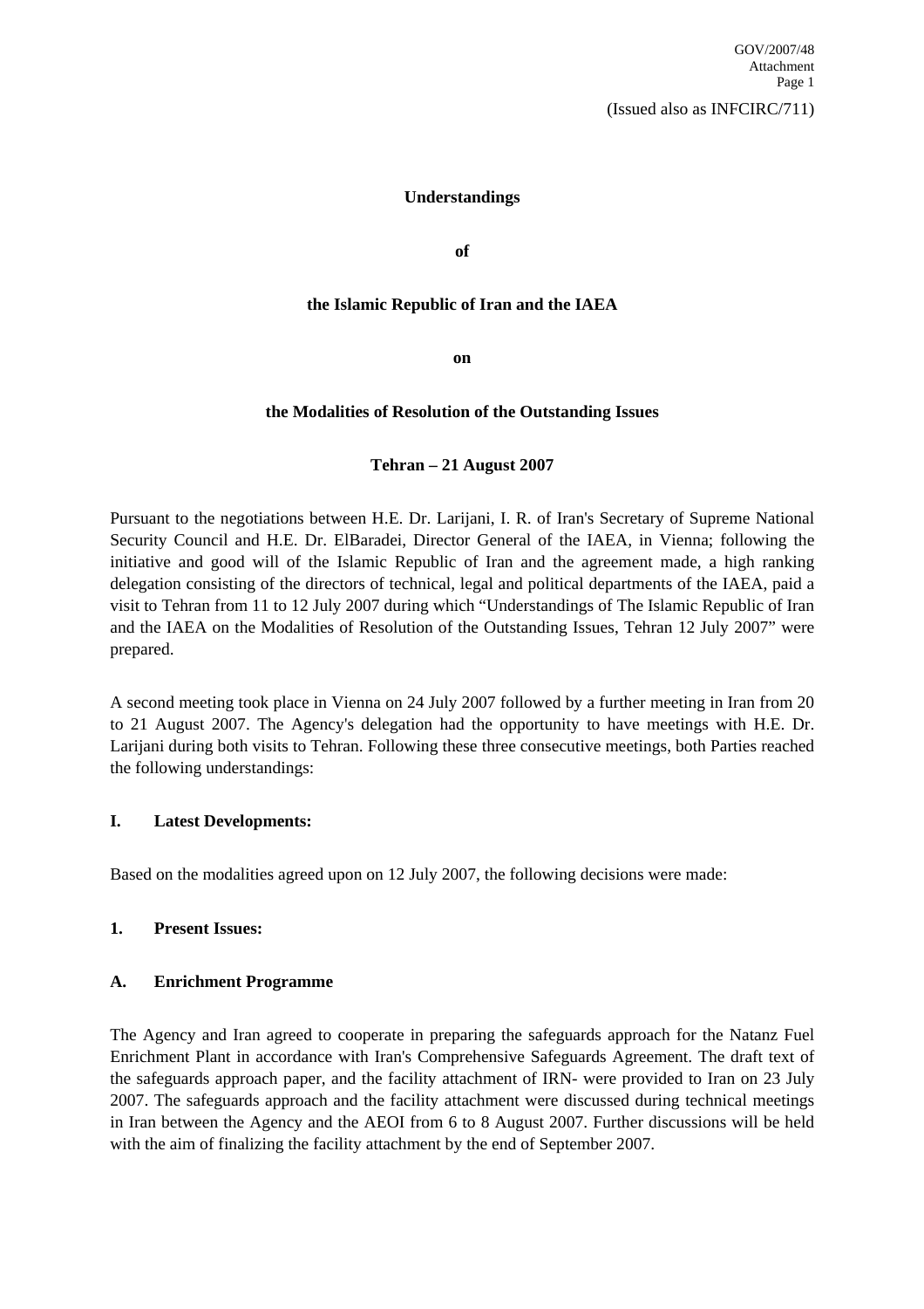(Issued also as INFCIRC/711)

**Understandings**

**of**

**the Islamic Republic of Iran and the IAEA**

**on**

**the Modalities of Resolution of the Outstanding Issues**

**Tehran – 21 August 2007**

Pursuant to the negotiations between H.E. Dr. Larijani, I. R. of Iran's Secretary of Supreme National Security Council and H.E. Dr. ElBaradei, Director General of the IAEA, in Vienna; following the initiative and good will of the Islamic Republic of Iran and the agreement made, a high ranking delegation consisting of the directors of technical, legal and political departments of the IAEA, paid a visit to Tehran from 11 to 12 July 2007 during which "Understandings of The Islamic Republic of Iran and the IAEA on the Modalities of Resolution of the Outstanding Issues, Tehran 12 July 2007" were prepared.

A second meeting took place in Vienna on 24 July 2007 followed by a further meeting in Iran from 20 to 21 August 2007. The Agency's delegation had the opportunity to have meetings with H.E. Dr. Larijani during both visits to Tehran. Following these three consecutive meetings, both Parties reached the following understandings:

## I. Latest Developments:

Based on the modalities agreed upon on 12 July 2007, the following decisions were made:

### 1. Present Issues:

### A. Enrichment Programme

The Agency and Iran agreed to cooperate in preparing the safeguards approach for the Natanz Fuel Enrichment Plant in accordance with Iran's Comprehensive Safeguards Agreement. The draft text of the safeguards approach paper, and the facility attachment of IRN- were provided to Iran on 23 July 2007. The safeguards approach and the facility attachment were discussed during technical meetings in Iran between the Agency and the AEOI from 6 to 8 August 2007. Further discussions will be held with the aim of finalizing the facility attachment by the end of September 2007.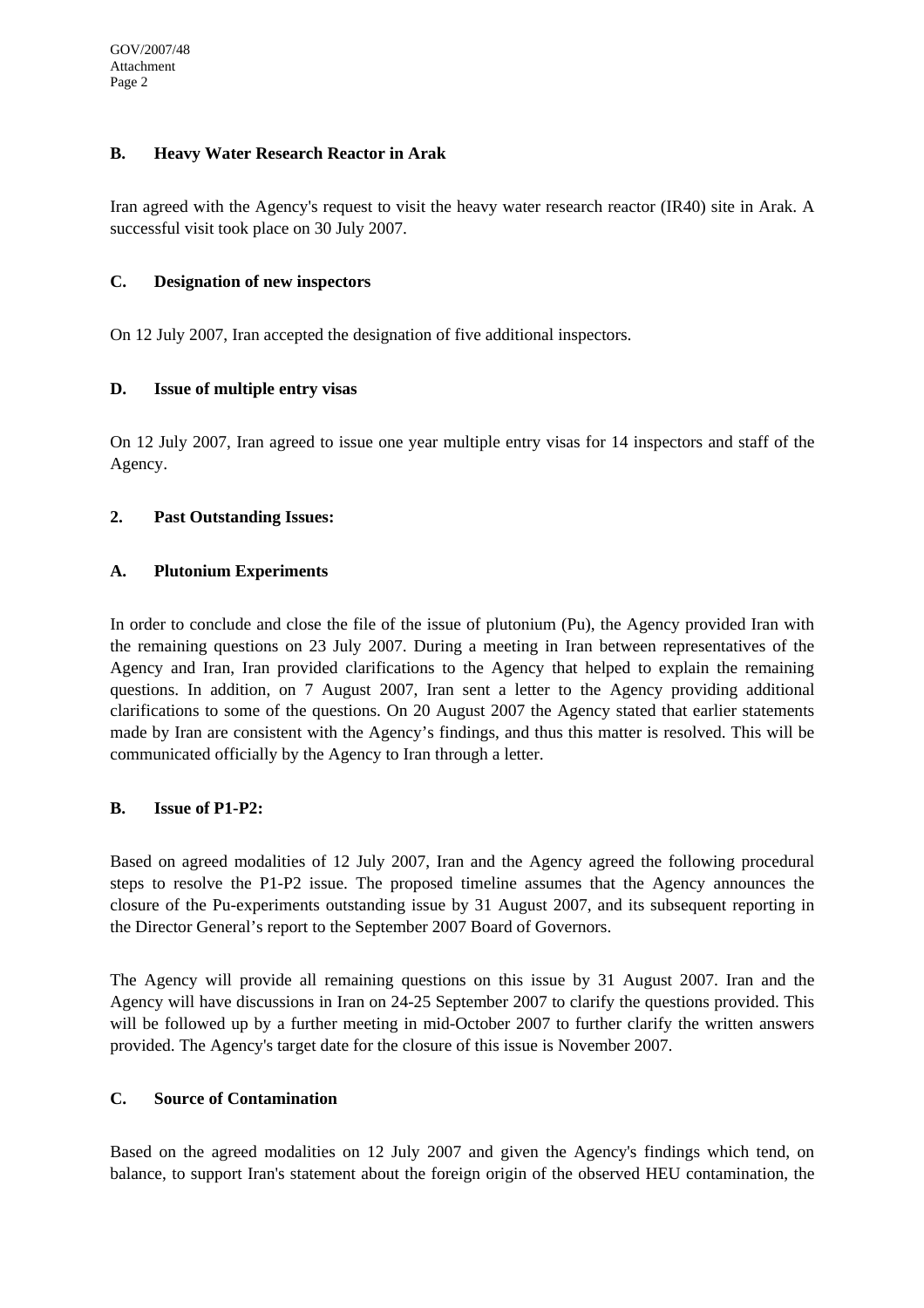### B. Heavy Water Research Reactor in Arak

Iran agreed with the Agency's request to visit the heavy water research reactor (IR40) site in Arak. A successful visit took place on 30 July 2007.

### C. Designation of new inspectors

On 12 July 2007, Iran accepted the designation of five additional inspectors.

### D. Issue of multiple entry visas

On 12 July 2007, Iran agreed to issue one year multiple entry visas for 14 inspectors and staff of the Agency.

## 2. Past Outstanding Issues:

### A. Plutonium Experiments

In order to conclude and close the file of the issue of plutonium (Pu), the Agency provided Iran with the remaining questions on 23 July 2007. During a meeting in Iran between representatives of the Agency and Iran, Iran provided clarifications to the Agency that helped to explain the remaining questions. In addition, on 7 August 2007, Iran sent a letter to the Agency providing additional clarifications to some of the questions. On 20 August 2007 the Agency stated that earlier statements made by Iran are consistent with the Agency's findings, and thus this matter is resolved. This will be communicated officially by the Agency to Iran through a letter.

### B. Issue of P1-P2:

Based on agreed modalities of 12 July 2007, Iran and the Agency agreed the following procedural steps to resolve the P1-P2 issue. The proposed timeline assumes that the Agency announces the closure of the Pu-experiments outstanding issue by 31 August 2007, and its subsequent reporting in the Director General's report to the September 2007 Board of Governors.

The Agency will provide all remaining questions on this issue by 31 August 2007. Iran and the Agency will have discussions in Iran on 24-25 September 2007 to clarify the questions provided. This will be followed up by a further meeting in mid-October 2007 to further clarify the written answers provided. The Agency's target date for the closure of this issue is November 2007.

### C. Source of Contamination

Based on the agreed modalities on 12 July 2007 and given the Agency's findings which tend, on balance, to support Iran's statement about the foreign origin of the observed HEU contamination, the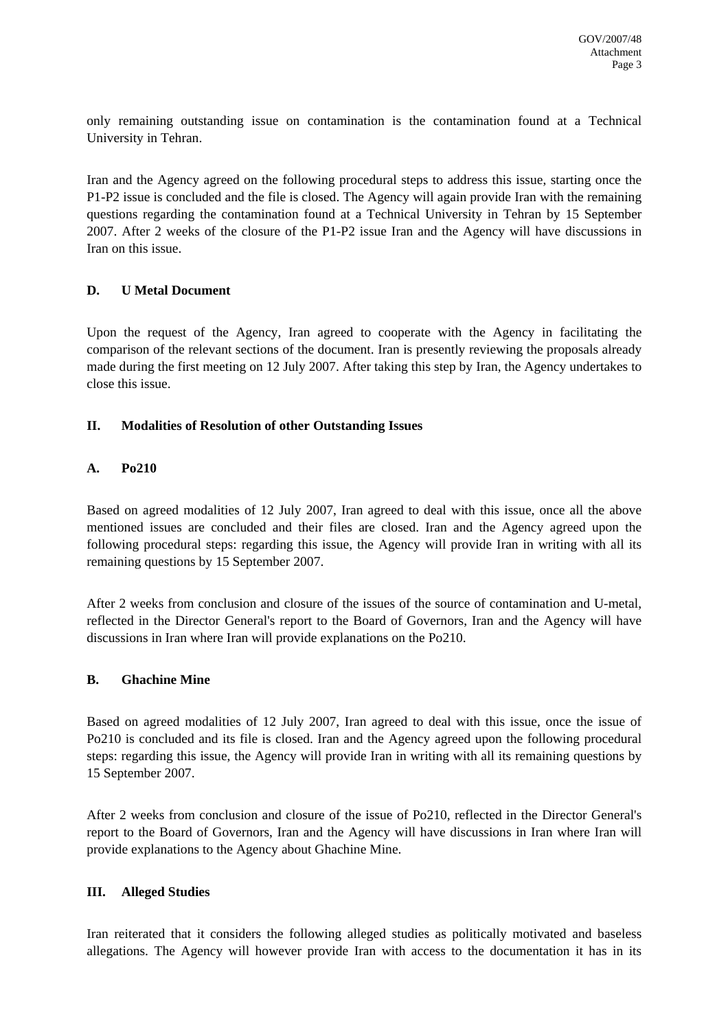only remaining outstanding issue on contamination is the contamination found at a Technical University in Tehran.

Iran and the Agency agreed on the following procedural steps to address this issue, starting once the P1-P2 issue is concluded and the file is closed. The Agency will again provide Iran with the remaining questions regarding the contamination found at a Technical University in Tehran by 15 September 2007. After 2 weeks of the closure of the P1-P2 issue Iran and the Agency will have discussions in Iran on this issue.

### D. U Metal Document

Upon the request of the Agency, Iran agreed to cooperate with the Agency in facilitating the comparison of the relevant sections of the document. Iran is presently reviewing the proposals already made during the first meeting on 12 July 2007. After taking this step by Iran, the Agency undertakes to close this issue.

## II. Modalities of Resolution of other Outstanding Issues

### A. Po210

Based on agreed modalities of 12 July 2007, Iran agreed to deal with this issue, once all the above mentioned issues are concluded and their files are closed. Iran and the Agency agreed upon the following procedural steps: regarding this issue, the Agency will provide Iran in writing with all its remaining questions by 15 September 2007.

After 2 weeks from conclusion and closure of the issues of the source of contamination and U-metal, reflected in the Director General's report to the Board of Governors, Iran and the Agency will have discussions in Iran where Iran will provide explanations on the Po210.

### B. Ghachine Mine

Based on agreed modalities of 12 July 2007, Iran agreed to deal with this issue, once the issue of Po210 is concluded and its file is closed. Iran and the Agency agreed upon the following procedural steps: regarding this issue, the Agency will provide Iran in writing with all its remaining questions by 15 September 2007.

After 2 weeks from conclusion and closure of the issue of Po210, reflected in the Director General's report to the Board of Governors, Iran and the Agency will have discussions in Iran where Iran will provide explanations to the Agency about Ghachine Mine.

## III. Alleged Studies

Iran reiterated that it considers the following alleged studies as politically motivated and baseless allegations. The Agency will however provide Iran with access to the documentation it has in its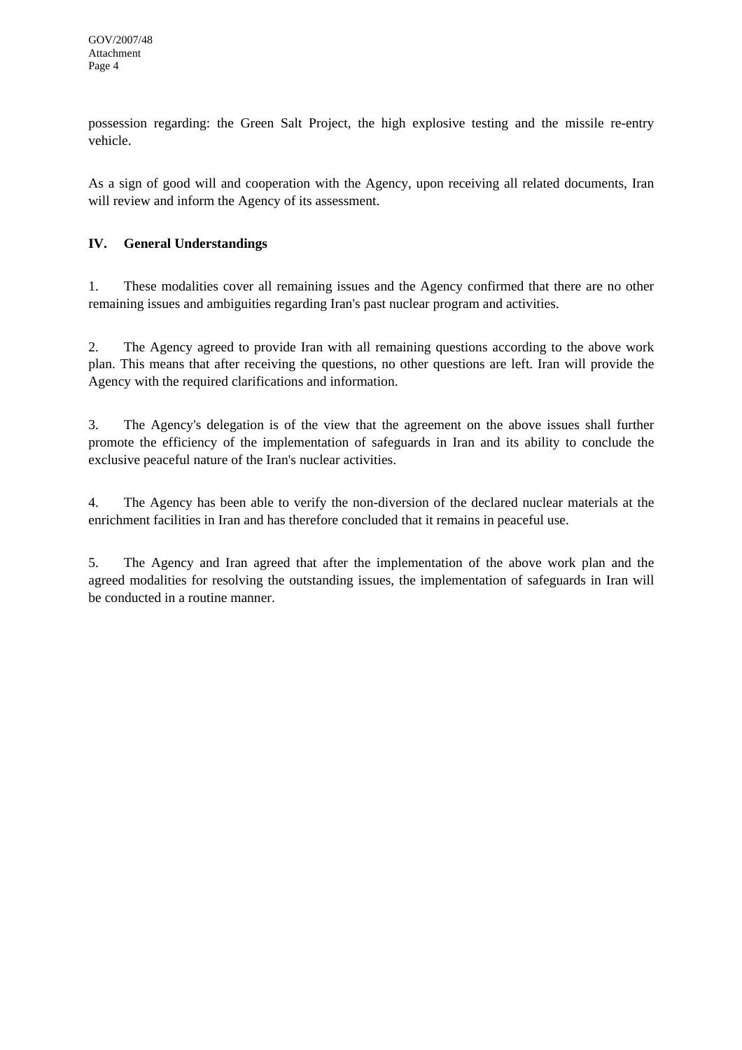possession regarding: the Green Salt Project, the high explosive testing and the missile re-entry vehicle.

As a sign of good will and cooperation with the Agency, upon receiving all related documents, Iran will review and inform the Agency of its assessment.

## IV. General Understandings

1. These modalities cover all remaining issues and the Agency confirmed that there are no other remaining issues and ambiguities regarding Iran's past nuclear program and activities.

2. The Agency agreed to provide Iran with all remaining questions according to the above work plan. This means that after receiving the questions, no other questions are left. Iran will provide the Agency with the required clarifications and information.

3. The Agency's delegation is of the view that the agreement on the above issues shall further promote the efficiency of the implementation of safeguards in Iran and its ability to conclude the exclusive peaceful nature of the Iran's nuclear activities.

4. The Agency has been able to verify the non-diversion of the declared nuclear materials at the enrichment facilities in Iran and has therefore concluded that it remains in peaceful use.

5. The Agency and Iran agreed that after the implementation of the above work plan and the agreed modalities for resolving the outstanding issues, the implementation of safeguards in Iran will be conducted in a routine manner.